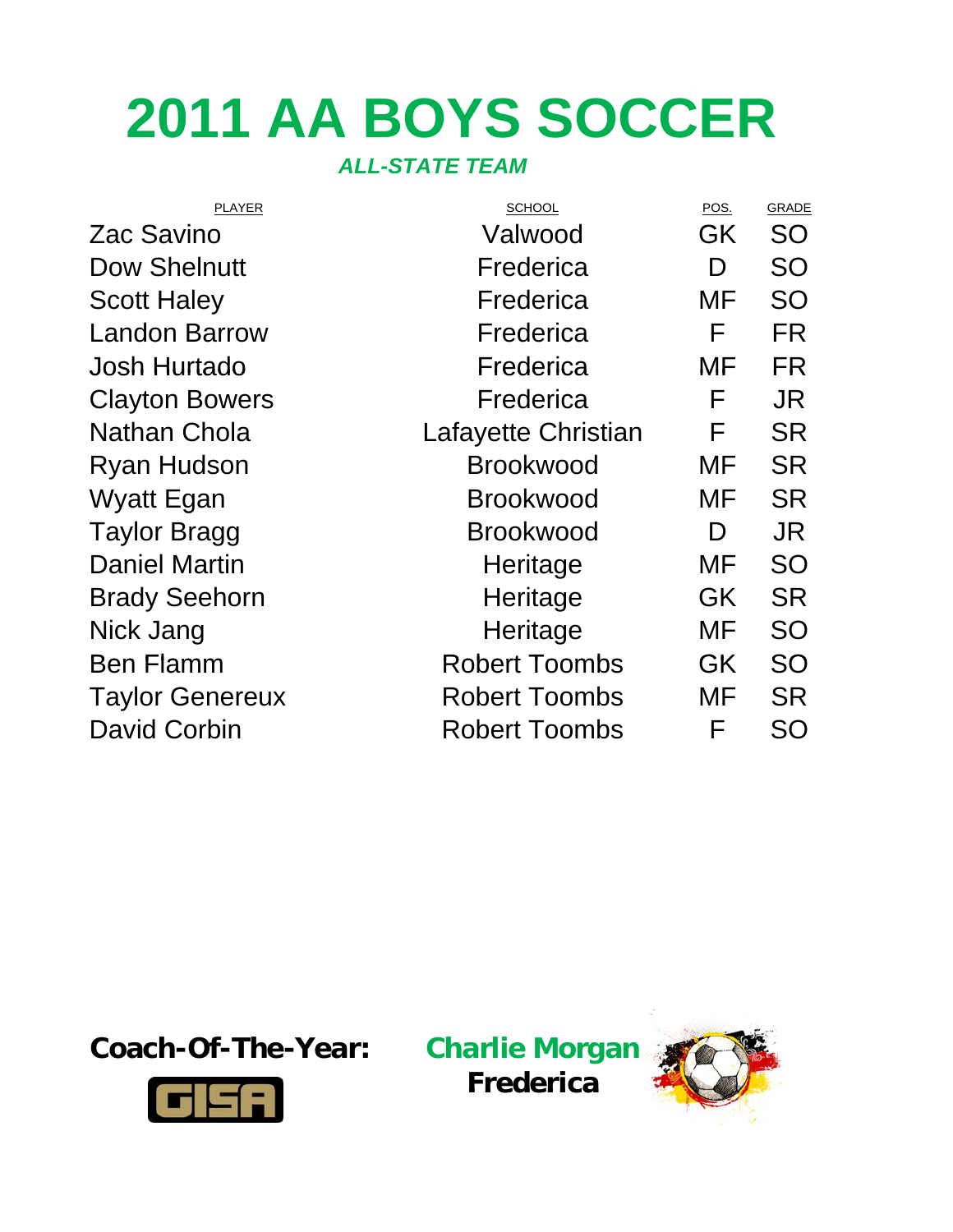# 2011 AA BOYS SOCCER

***ALL-STATE TEAM***

| PLAYER | SCHOOL | POS. | GRADE |
|---|---|---|---|
| Zac Savino | Valwood | GK | SO |
| Dow Shelnutt | Frederica | D | SO |
| Scott Haley | Frederica | MF | SO |
| Landon Barrow | Frederica | F | FR |
| Josh Hurtado | Frederica | MF | FR |
| Clayton Bowers | Frederica | F | JR |
| Nathan Chola | Lafayette Christian | F | SR |
| Ryan Hudson | Brookwood | MF | SR |
| Wyatt Egan | Brookwood | MF | SR |
| Taylor Bragg | Brookwood | D | JR |
| Daniel Martin | Heritage | MF | SO |
| Brady Seehorn | Heritage | GK | SR |
| Nick Jang | Heritage | MF | SO |
| Ben Flamm | Robert Toombs | GK | SO |
| Taylor Genereux | Robert Toombs | MF | SR |
| David Corbin | Robert Toombs | F | SO |

**Coach-Of-The-Year:** **Charlie Morgan**
**Frederica**

GISA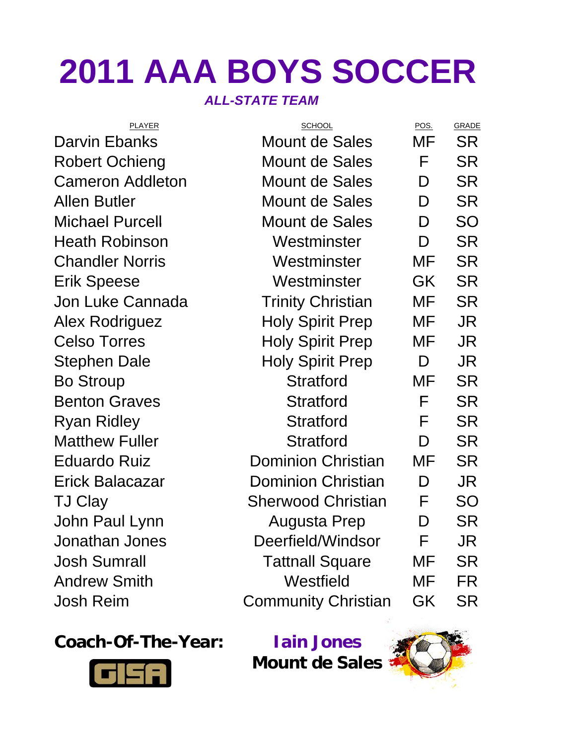# 2011 AAA BOYS SOCCER

***ALL-STATE TEAM***

| PLAYER | SCHOOL | POS. | GRADE |
|---|---|---|---|
| Darvin Ebanks | Mount de Sales | MF | SR |
| Robert Ochieng | Mount de Sales | F | SR |
| Cameron Addleton | Mount de Sales | D | SR |
| Allen Butler | Mount de Sales | D | SR |
| Michael Purcell | Mount de Sales | D | SO |
| Heath Robinson | Westminster | D | SR |
| Chandler Norris | Westminster | MF | SR |
| Erik Speese | Westminster | GK | SR |
| Jon Luke Cannada | Trinity Christian | MF | SR |
| Alex Rodriguez | Holy Spirit Prep | MF | JR |
| Celso Torres | Holy Spirit Prep | MF | JR |
| Stephen Dale | Holy Spirit Prep | D | JR |
| Bo Stroup | Stratford | MF | SR |
| Benton Graves | Stratford | F | SR |
| Ryan Ridley | Stratford | F | SR |
| Matthew Fuller | Stratford | D | SR |
| Eduardo Ruiz | Dominion Christian | MF | SR |
| Erick Balacazar | Dominion Christian | D | JR |
| TJ Clay | Sherwood Christian | F | SO |
| John Paul Lynn | Augusta Prep | D | SR |
| Jonathan Jones | Deerfield/Windsor | F | JR |
| Josh Sumrall | Tattnall Square | MF | SR |
| Andrew Smith | Westfield | MF | FR |
| Josh Reim | Community Christian | GK | SR |

**Coach-Of-The-Year:** **Iain Jones**
**Mount de Sales**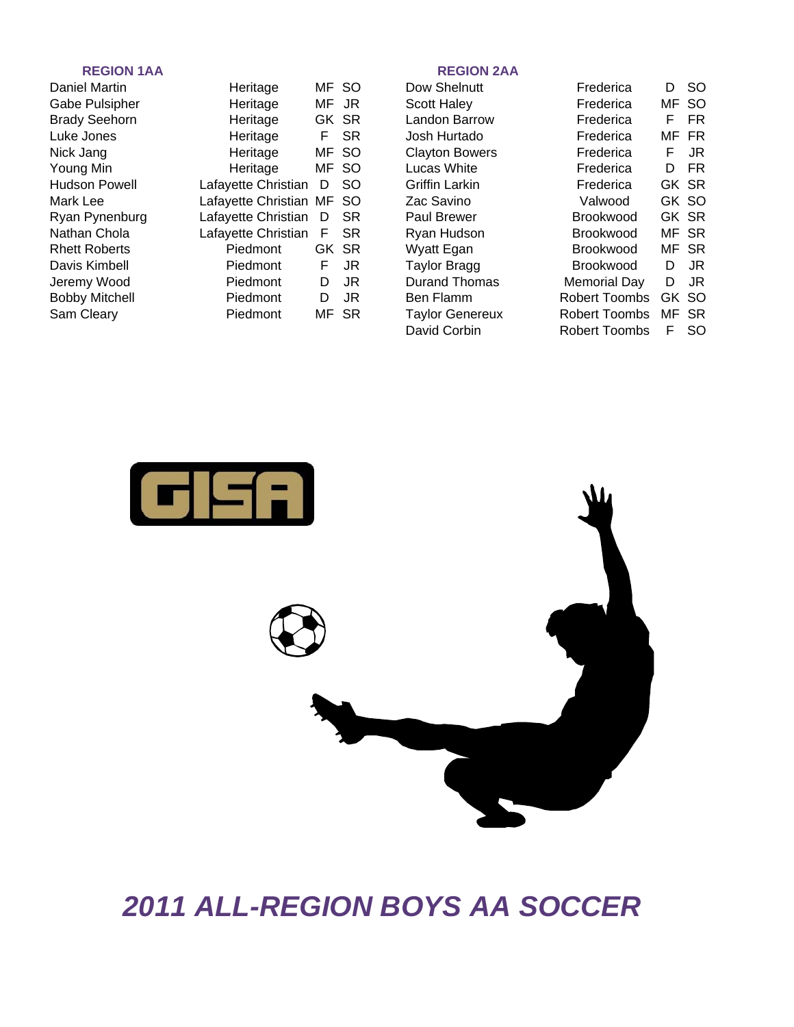## REGION 1AA

| Name | School | Pos | Yr |
|---|---|---|---|
| Daniel Martin | Heritage | MF | SO |
| Gabe Pulsipher | Heritage | MF | JR |
| Brady Seehorn | Heritage | GK | SR |
| Luke Jones | Heritage | F | SR |
| Nick Jang | Heritage | MF | SO |
| Young Min | Heritage | MF | SO |
| Hudson Powell | Lafayette Christian | D | SO |
| Mark Lee | Lafayette Christian | MF | SO |
| Ryan Pynenburg | Lafayette Christian | D | SR |
| Nathan Chola | Lafayette Christian | F | SR |
| Rhett Roberts | Piedmont | GK | SR |
| Davis Kimbell | Piedmont | F | JR |
| Jeremy Wood | Piedmont | D | JR |
| Bobby Mitchell | Piedmont | D | JR |
| Sam Cleary | Piedmont | MF | SR |

## REGION 2AA

| Name | School | Pos | Yr |
|---|---|---|---|
| Dow Shelnutt | Frederica | D | SO |
| Scott Haley | Frederica | MF | SO |
| Landon Barrow | Frederica | F | FR |
| Josh Hurtado | Frederica | MF | FR |
| Clayton Bowers | Frederica | F | JR |
| Lucas White | Frederica | D | FR |
| Griffin Larkin | Frederica | GK | SR |
| Zac Savino | Valwood | GK | SO |
| Paul Brewer | Brookwood | GK | SR |
| Ryan Hudson | Brookwood | MF | SR |
| Wyatt Egan | Brookwood | MF | SR |
| Taylor Bragg | Brookwood | D | JR |
| Durand Thomas | Memorial Day | D | JR |
| Ben Flamm | Robert Toombs | GK | SO |
| Taylor Genereux | Robert Toombs | MF | SR |
| David Corbin | Robert Toombs | F | SO |

GISA

# *2011 ALL-REGION BOYS AA SOCCER*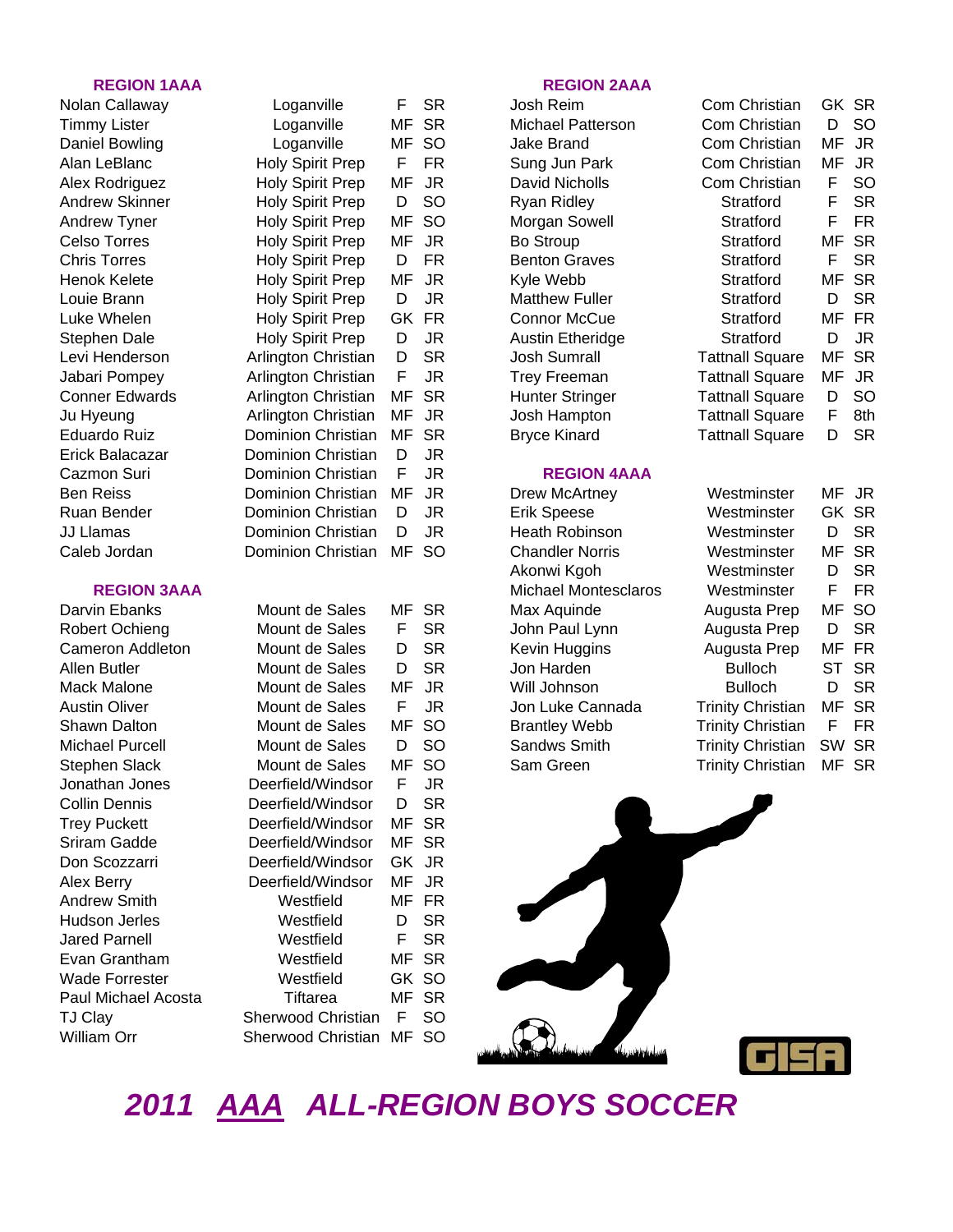# 2011 AAA ALL-REGION BOYS SOCCER

## REGION 1AAA

| Name | School | Pos | Yr |
|---|---|---|---|
| Nolan Callaway | Loganville | F | SR |
| Timmy Lister | Loganville | MF | SR |
| Daniel Bowling | Loganville | MF | SO |
| Alan LeBlanc | Holy Spirit Prep | F | FR |
| Alex Rodriguez | Holy Spirit Prep | MF | JR |
| Andrew Skinner | Holy Spirit Prep | D | SO |
| Andrew Tyner | Holy Spirit Prep | MF | SO |
| Celso Torres | Holy Spirit Prep | MF | JR |
| Chris Torres | Holy Spirit Prep | D | FR |
| Henok Kelete | Holy Spirit Prep | MF | JR |
| Louie Brann | Holy Spirit Prep | D | JR |
| Luke Whelen | Holy Spirit Prep | GK | FR |
| Stephen Dale | Holy Spirit Prep | D | JR |
| Levi Henderson | Arlington Christian | D | SR |
| Jabari Pompey | Arlington Christian | F | JR |
| Conner Edwards | Arlington Christian | MF | SR |
| Ju Hyeung | Arlington Christian | MF | JR |
| Eduardo Ruiz | Dominion Christian | MF | SR |
| Erick Balacazar | Dominion Christian | D | JR |
| Cazmon Suri | Dominion Christian | F | JR |
| Ben Reiss | Dominion Christian | MF | JR |
| Ruan Bender | Dominion Christian | D | JR |
| JJ Llamas | Dominion Christian | D | JR |
| Caleb Jordan | Dominion Christian | MF | SO |

## REGION 3AAA

| Name | School | Pos | Yr |
|---|---|---|---|
| Darvin Ebanks | Mount de Sales | MF | SR |
| Robert Ochieng | Mount de Sales | F | SR |
| Cameron Addleton | Mount de Sales | D | SR |
| Allen Butler | Mount de Sales | D | SR |
| Mack Malone | Mount de Sales | MF | JR |
| Austin Oliver | Mount de Sales | F | JR |
| Shawn Dalton | Mount de Sales | MF | SO |
| Michael Purcell | Mount de Sales | D | SO |
| Stephen Slack | Mount de Sales | MF | SO |
| Jonathan Jones | Deerfield/Windsor | F | JR |
| Collin Dennis | Deerfield/Windsor | D | SR |
| Trey Puckett | Deerfield/Windsor | MF | SR |
| Sriram Gadde | Deerfield/Windsor | MF | SR |
| Don Scozzarri | Deerfield/Windsor | GK | JR |
| Alex Berry | Deerfield/Windsor | MF | JR |
| Andrew Smith | Westfield | MF | FR |
| Hudson Jerles | Westfield | D | SR |
| Jared Parnell | Westfield | F | SR |
| Evan Grantham | Westfield | MF | SR |
| Wade Forrester | Westfield | GK | SO |
| Paul Michael Acosta | Tiftarea | MF | SR |
| TJ Clay | Sherwood Christian | F | SO |
| William Orr | Sherwood Christian | MF | SO |

## REGION 2AAA

| Name | School | Pos | Yr |
|---|---|---|---|
| Josh Reim | Com Christian | GK | SR |
| Michael Patterson | Com Christian | D | SO |
| Jake Brand | Com Christian | MF | JR |
| Sung Jun Park | Com Christian | MF | JR |
| David Nicholls | Com Christian | F | SO |
| Ryan Ridley | Stratford | F | SR |
| Morgan Sowell | Stratford | F | FR |
| Bo Stroup | Stratford | MF | SR |
| Benton Graves | Stratford | F | SR |
| Kyle Webb | Stratford | MF | SR |
| Matthew Fuller | Stratford | D | SR |
| Connor McCue | Stratford | MF | FR |
| Austin Etheridge | Stratford | D | JR |
| Josh Sumrall | Tattnall Square | MF | SR |
| Trey Freeman | Tattnall Square | MF | JR |
| Hunter Stringer | Tattnall Square | D | SO |
| Josh Hampton | Tattnall Square | F | 8th |
| Bryce Kinard | Tattnall Square | D | SR |

## REGION 4AAA

| Name | School | Pos | Yr |
|---|---|---|---|
| Drew McArtney | Westminster | MF | JR |
| Erik Speese | Westminster | GK | SR |
| Heath Robinson | Westminster | D | SR |
| Chandler Norris | Westminster | MF | SR |
| Akonwi Kgoh | Westminster | D | SR |
| Michael Montesclaros | Westminster | F | FR |
| Max Aquinde | Augusta Prep | MF | SO |
| John Paul Lynn | Augusta Prep | D | SR |
| Kevin Huggins | Augusta Prep | MF | FR |
| Jon Harden | Bulloch | ST | SR |
| Will Johnson | Bulloch | D | SR |
| Jon Luke Cannada | Trinity Christian | MF | SR |
| Brantley Webb | Trinity Christian | F | FR |
| Sandws Smith | Trinity Christian | SW | SR |
| Sam Green | Trinity Christian | MF | SR |

GISA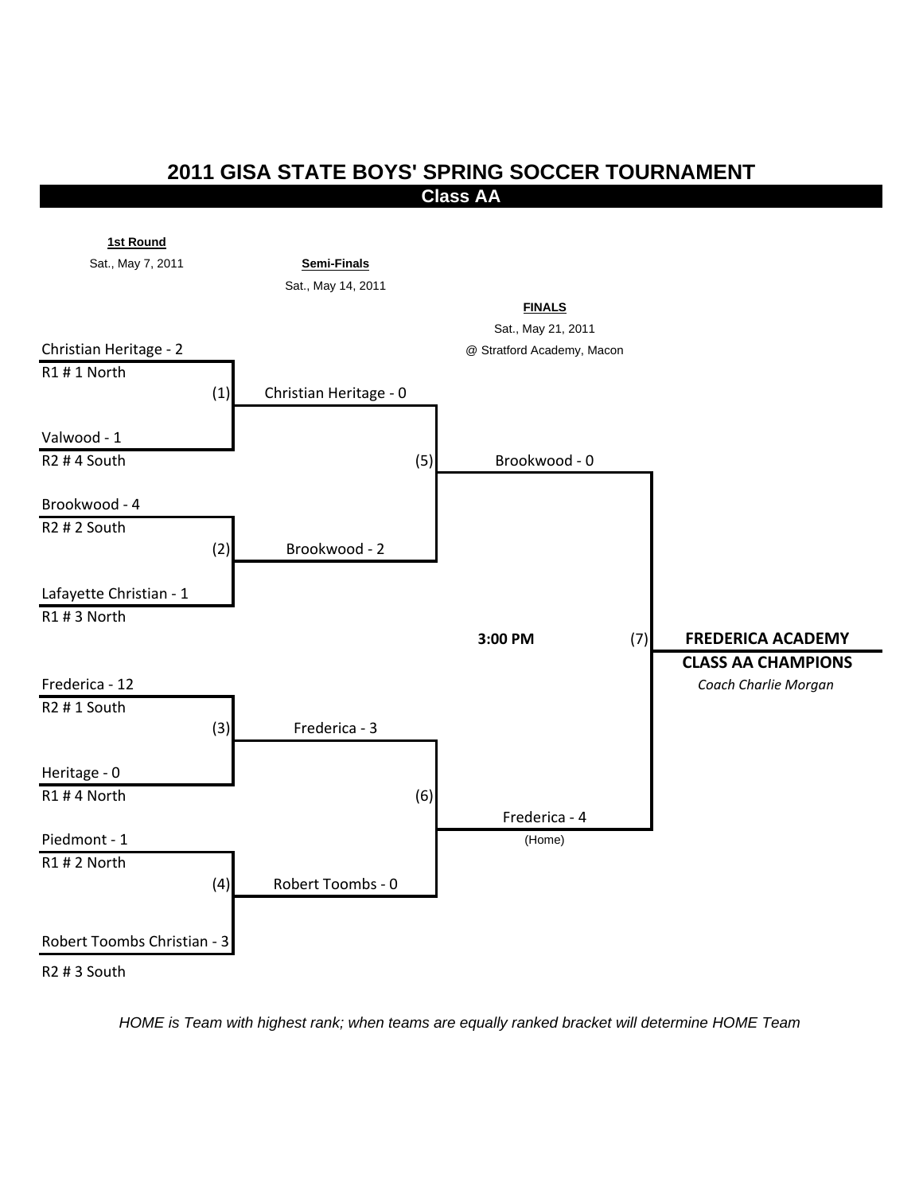# 2011 GISA STATE BOYS' SPRING SOCCER TOURNAMENT

## Class AA

**1st Round**
Sat., May 7, 2011

**Semi-Finals**
Sat., May 14, 2011

**FINALS**
Sat., May 21, 2011
@ Stratford Academy, Macon

### 1st Round

| Game | Team | Seed | Team | Seed |
|---|---|---|---|---|
| (1) | Christian Heritage - 2 | R1 # 1 North | Valwood - 1 | R2 # 4 South |
| (2) | Brookwood - 4 | R2 # 2 South | Lafayette Christian - 1 | R1 # 3 North |
| (3) | Frederica - 12 | R2 # 1 South | Heritage - 0 | R1 # 4 North |
| (4) | Piedmont - 1 | R1 # 2 North | Robert Toombs Christian - 3 | R2 # 3 South |

### Semi-Finals

| Game | Team | Team |
|---|---|---|
| (5) | Christian Heritage - 0 | Brookwood - 2 |
| (6) | Frederica - 3 | Robert Toombs - 0 |

### Finals

| Game | Team | Team |
|---|---|---|
| (7) 3:00 PM | Brookwood - 0 | Frederica - 4 (Home) |

**FREDERICA ACADEMY**

**CLASS AA CHAMPIONS**

*Coach Charlie Morgan*

*HOME is Team with highest rank; when teams are equally ranked bracket will determine HOME Team*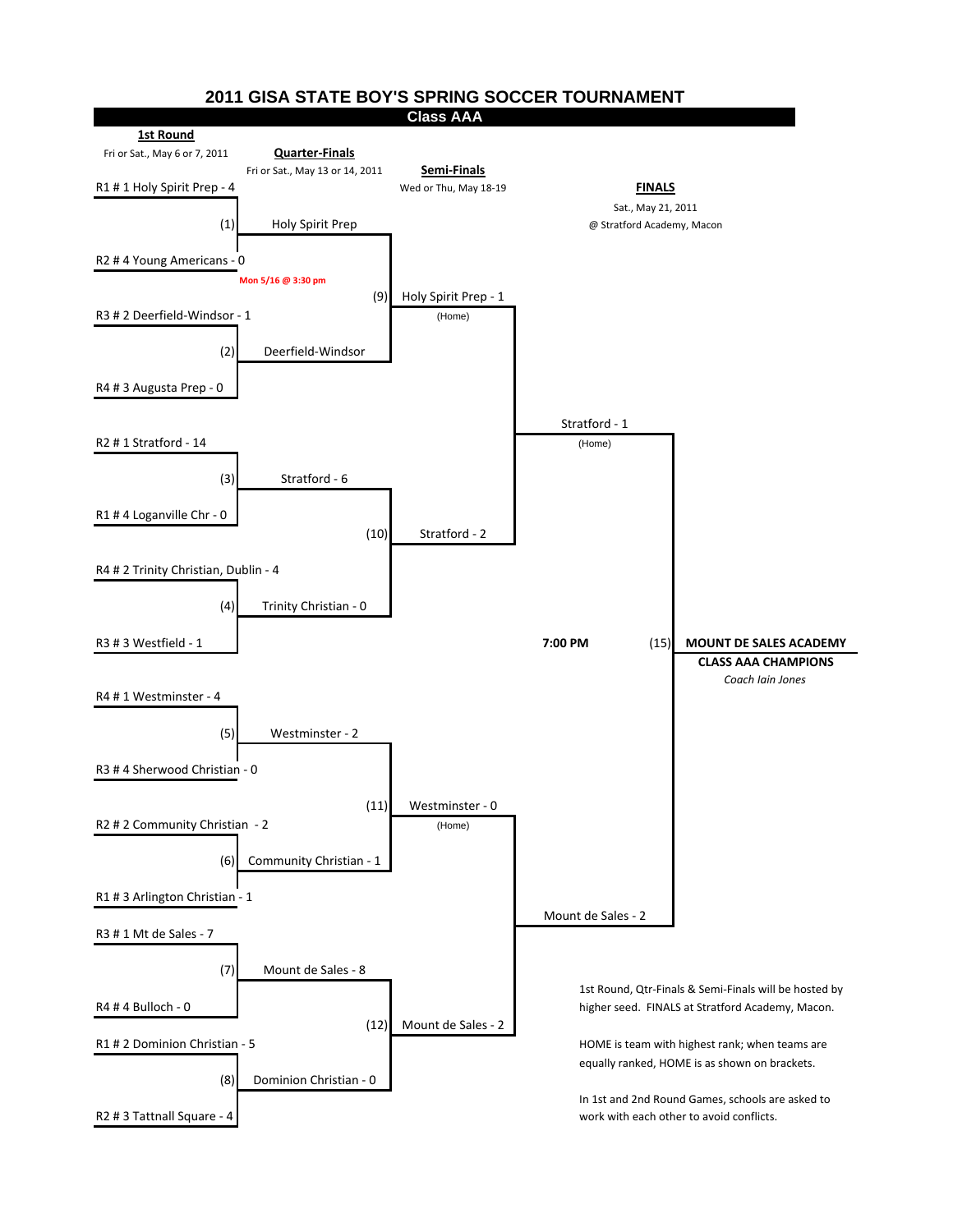# 2011 GISA STATE BOY'S SPRING SOCCER TOURNAMENT

## Class AAA

**1st Round**
Fri or Sat., May 6 or 7, 2011

**Quarter-Finals**
Fri or Sat., May 13 or 14, 2011

**Semi-Finals**
Wed or Thu, May 18-19

**FINALS**
Sat., May 21, 2011
@ Stratford Academy, Macon

R1 # 1 Holy Spirit Prep - 4
(1) Holy Spirit Prep
R2 # 4 Young Americans - 0

Mon 5/16 @ 3:30 pm

(9) Holy Spirit Prep - 1
(Home)

R3 # 2 Deerfield-Windsor - 1
(2) Deerfield-Windsor
R4 # 3 Augusta Prep - 0

Stratford - 1
(Home)

R2 # 1 Stratford - 14
(3) Stratford - 6
R1 # 4 Loganville Chr - 0

(10) Stratford - 2

R4 # 2 Trinity Christian, Dublin - 4
(4) Trinity Christian - 0
R3 # 3 Westfield - 1

7:00 PM (15) **MOUNT DE SALES ACADEMY**
**CLASS AAA CHAMPIONS**
*Coach Iain Jones*

R4 # 1 Westminster - 4
(5) Westminster - 2
R3 # 4 Sherwood Christian - 0

(11) Westminster - 0
(Home)

R2 # 2 Community Christian - 2
(6) Community Christian - 1
R1 # 3 Arlington Christian - 1

Mount de Sales - 2

R3 # 1 Mt de Sales - 7
(7) Mount de Sales - 8
R4 # 4 Bulloch - 0

(12) Mount de Sales - 2

R1 # 2 Dominion Christian - 5
(8) Dominion Christian - 0
R2 # 3 Tattnall Square - 4

1st Round, Qtr-Finals & Semi-Finals will be hosted by higher seed. FINALS at Stratford Academy, Macon.

HOME is team with highest rank; when teams are equally ranked, HOME is as shown on brackets.

In 1st and 2nd Round Games, schools are asked to work with each other to avoid conflicts.